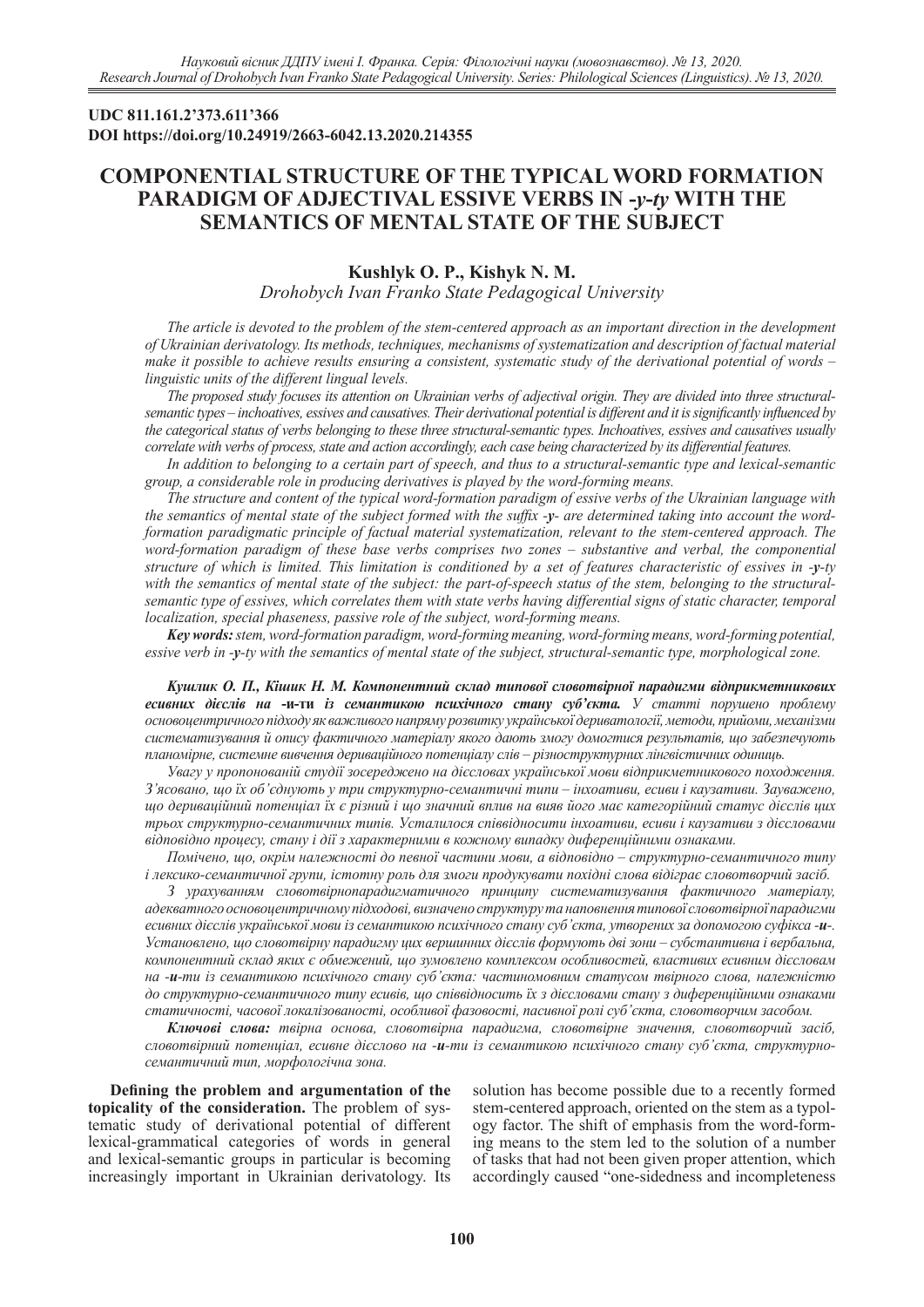**UDC 811.161.2'373.611'366**
**DOI https://doi.org/10.24919/2663-6042.13.2020.214355**

# COMPONENTIAL STRUCTURE OF THE TYPICAL WORD FORMATION PARADIGM OF ADJECTIVAL ESSIVE VERBS IN *-y-ty* WITH THE SEMANTICS OF MENTAL STATE OF THE SUBJECT

**Kushlyk O. P., Kishyk N. M.**

*Drohobych Ivan Franko State Pedagogical University*

*The article is devoted to the problem of the stem-centered approach as an important direction in the development of Ukrainian derivatology. Its methods, techniques, mechanisms of systematization and description of factual material make it possible to achieve results ensuring a consistent, systematic study of the derivational potential of words – linguistic units of the different lingual levels.*

*The proposed study focuses its attention on Ukrainian verbs of adjectival origin. They are divided into three structural-semantic types – inchoatives, essives and causatives. Their derivational potential is different and it is significantly influenced by the categorical status of verbs belonging to these three structural-semantic types. Inchoatives, essives and causatives usually correlate with verbs of process, state and action accordingly, each case being characterized by its differential features.*

*In addition to belonging to a certain part of speech, and thus to a structural-semantic type and lexical-semantic group, a considerable role in producing derivatives is played by the word-forming means.*

*The structure and content of the typical word-formation paradigm of essive verbs of the Ukrainian language with the semantics of mental state of the subject formed with the suffix* ***-y-*** *are determined taking into account the word-formation paradigmatic principle of factual material systematization, relevant to the stem-centered approach. The word-formation paradigm of these base verbs comprises two zones – substantive and verbal, the componential structure of which is limited. This limitation is conditioned by a set of features characteristic of essives in* ***-y-ty*** *with the semantics of mental state of the subject: the part-of-speech status of the stem, belonging to the structural-semantic type of essives, which correlates them with state verbs having differential signs of static character, temporal localization, special phaseness, passive role of the subject, word-forming means.*

***Key words:*** *stem, word-formation paradigm, word-forming meaning, word-forming means, word-forming potential, essive verb in* ***-y-ty*** *with the semantics of mental state of the subject, structural-semantic type, morphological zone.*

***Кушлик О. П., Кішик Н. М. Компонентний склад типової словотвірної парадигми відприкметникових есивних дієслів на -и-ти із семантикою психічного стану суб'єкта.*** *У статті порушено проблему основоцентричного підходу як важливого напряму розвитку української дериватології, методи, прийоми, механізми систематизування й опису фактичного матеріалу якого дають змогу домогтися результатів, що забезпечують планомірне, системне вивчення дериваційного потенціалу слів – різноструктурних лінгвістичних одиниць.*

*Увагу у пропонованій студії зосереджено на дієсловах української мови відприкметникового походження. З'ясовано, що їх об'єднують у три структурно-семантичні типи – інхоативи, есиви і каузативи. Зауважено, що дериваційний потенціал їх є різний і що значний вплив на вияв його має категорійний статус дієслів цих трьох структурно-семантичних типів. Усталилося співвідносити інхоативи, есиви і каузативи з дієсловами відповідно процесу, стану і дії з характерними в кожному випадку диференційними ознаками.*

*Помічено, що, окрім належності до певної частини мови, а відповідно – структурно-семантичного типу і лексико-семантичної групи, істотну роль для змоги продукувати похідні слова відіграє словотворчий засіб.*

*З урахуванням словотвірнопарадигматичного принципу систематизування фактичного матеріалу, адекватного основоцентричному підходові, визначено структуру та наповнення типової словотвірної парадигми есивних дієслів української мови із семантикою психічного стану суб'єкта, утворених за допомогою суфікса* ***-и-****. Установлено, що словотвірну парадигму цих вершинних дієслів формують дві зони – субстантивна і вербальна, компонентний склад яких є обмежений, що зумовлено комплексом особливостей, властивих есивним дієсловам на* ***-и-ти*** *із семантикою психічного стану суб'єкта: частиномовним статусом твірного слова, належністю до структурно-семантичного типу есивів, що співвідносить їх з дієсловами стану з диференційними ознаками статичності, часової локалізованості, особливої фазовості, пасивної ролі суб'єкта, словотворчим засобом.*

***Ключові слова:*** *твірна основа, словотвірна парадигма, словотвірне значення, словотворчий засіб, словотвірний потенціал, есивне дієслово на* ***-и-ти*** *із семантикою психічного стану суб'єкта, структурно-семантичний тип, морфологічна зона.*

**Defining the problem and argumentation of the topicality of the consideration.** The problem of systematic study of derivational potential of different lexical-grammatical categories of words in general and lexical-semantic groups in particular is becoming increasingly important in Ukrainian derivatology. Its solution has become possible due to a recently formed stem-centered approach, oriented on the stem as a typology factor. The shift of emphasis from the word-forming means to the stem led to the solution of a number of tasks that had not been given proper attention, which accordingly caused "one-sidedness and incompleteness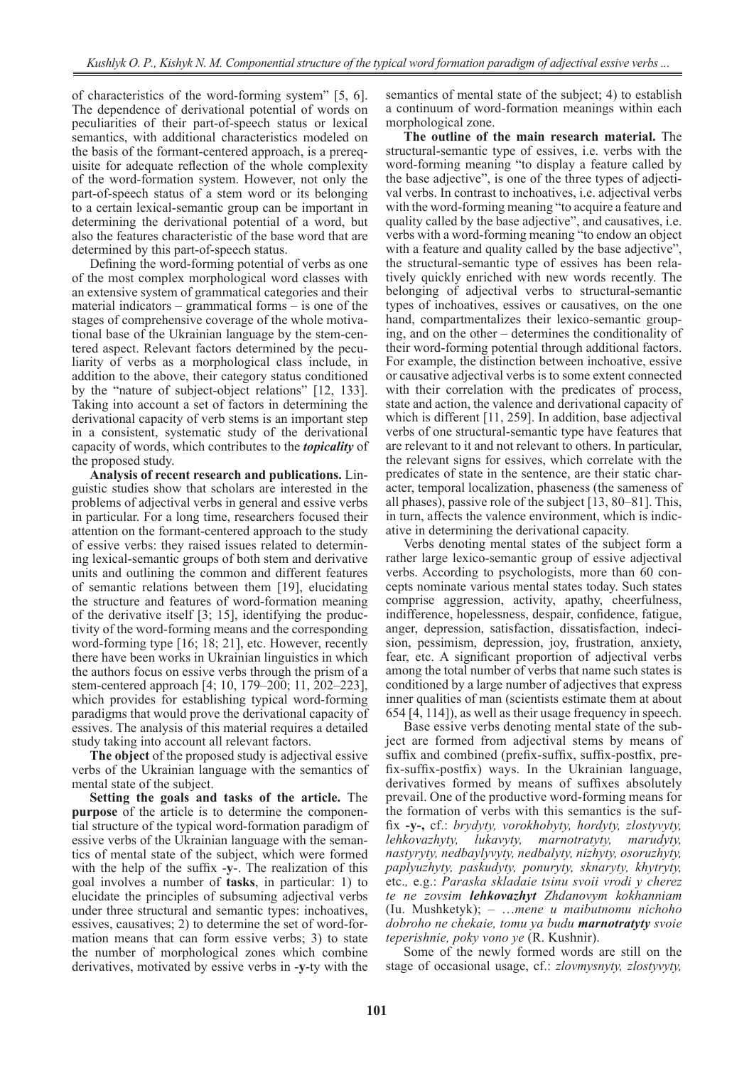of characteristics of the word-forming system" [5, 6]. The dependence of derivational potential of words on peculiarities of their part-of-speech status or lexical semantics, with additional characteristics modeled on the basis of the formant-centered approach, is a prerequisite for adequate reflection of the whole complexity of the word-formation system. However, not only the part-of-speech status of a stem word or its belonging to a certain lexical-semantic group can be important in determining the derivational potential of a word, but also the features characteristic of the base word that are determined by this part-of-speech status.

Defining the word-forming potential of verbs as one of the most complex morphological word classes with an extensive system of grammatical categories and their material indicators – grammatical forms – is one of the stages of comprehensive coverage of the whole motivational base of the Ukrainian language by the stem-centered aspect. Relevant factors determined by the peculiarity of verbs as a morphological class include, in addition to the above, their category status conditioned by the "nature of subject-object relations" [12, 133]. Taking into account a set of factors in determining the derivational capacity of verb stems is an important step in a consistent, systematic study of the derivational capacity of words, which contributes to the ***topicality*** of the proposed study.

**Analysis of recent research and publications.** Linguistic studies show that scholars are interested in the problems of adjectival verbs in general and essive verbs in particular. For a long time, researchers focused their attention on the formant-centered approach to the study of essive verbs: they raised issues related to determining lexical-semantic groups of both stem and derivative units and outlining the common and different features of semantic relations between them [19], elucidating the structure and features of word-formation meaning of the derivative itself [3; 15], identifying the productivity of the word-forming means and the corresponding word-forming type [16; 18; 21], etc. However, recently there have been works in Ukrainian linguistics in which the authors focus on essive verbs through the prism of a stem-centered approach [4; 10, 179–200; 11, 202–223], which provides for establishing typical word-forming paradigms that would prove the derivational capacity of essives. The analysis of this material requires a detailed study taking into account all relevant factors.

**The object** of the proposed study is adjectival essive verbs of the Ukrainian language with the semantics of mental state of the subject.

**Setting the goals and tasks of the article.** The **purpose** of the article is to determine the componential structure of the typical word-formation paradigm of essive verbs of the Ukrainian language with the semantics of mental state of the subject, which were formed with the help of the suffix -**y**-. The realization of this goal involves a number of **tasks**, in particular: 1) to elucidate the principles of subsuming adjectival verbs under three structural and semantic types: inchoatives, essives, causatives; 2) to determine the set of word-formation means that can form essive verbs; 3) to state the number of morphological zones which combine derivatives, motivated by essive verbs in -**y**-ty with the semantics of mental state of the subject; 4) to establish a continuum of word-formation meanings within each morphological zone.

**The outline of the main research material.** The structural-semantic type of essives, i.e. verbs with the word-forming meaning "to display a feature called by the base adjective", is one of the three types of adjectival verbs. In contrast to inchoatives, i.e. adjectival verbs with the word-forming meaning "to acquire a feature and quality called by the base adjective", and causatives, i.e. verbs with a word-forming meaning "to endow an object with a feature and quality called by the base adjective", the structural-semantic type of essives has been relatively quickly enriched with new words recently. The belonging of adjectival verbs to structural-semantic types of inchoatives, essives or causatives, on the one hand, compartmentalizes their lexico-semantic grouping, and on the other – determines the conditionality of their word-forming potential through additional factors. For example, the distinction between inchoative, essive or causative adjectival verbs is to some extent connected with their correlation with the predicates of process, state and action, the valence and derivational capacity of which is different [11, 259]. In addition, base adjectival verbs of one structural-semantic type have features that are relevant to it and not relevant to others. In particular, the relevant signs for essives, which correlate with the predicates of state in the sentence, are their static character, temporal localization, phaseness (the sameness of all phases), passive role of the subject [13, 80–81]. This, in turn, affects the valence environment, which is indicative in determining the derivational capacity.

Verbs denoting mental states of the subject form a rather large lexico-semantic group of essive adjectival verbs. According to psychologists, more than 60 concepts nominate various mental states today. Such states comprise aggression, activity, apathy, cheerfulness, indifference, hopelessness, despair, confidence, fatigue, anger, depression, satisfaction, dissatisfaction, indecision, pessimism, depression, joy, frustration, anxiety, fear, etc. A significant proportion of adjectival verbs among the total number of verbs that name such states is conditioned by a large number of adjectives that express inner qualities of man (scientists estimate them at about 654 [4, 114]), as well as their usage frequency in speech.

Base essive verbs denoting mental state of the subject are formed from adjectival stems by means of suffix and combined (prefix-suffix, suffix-postfix, prefix-suffix-postfix) ways. In the Ukrainian language, derivatives formed by means of suffixes absolutely prevail. One of the productive word-forming means for the formation of verbs with this semantics is the suffix **-y-,** cf.: *brydyty, vorokhobyty, hordyty, zlostyvyty, lehkovazhyty, lukavyty, marnotratyty, marudyty, nastyryty, nedbaylyvyty, nedbalyty, nizhyty, osoruzhyty, paplyuzhyty, paskudyty, ponuryty, sknaryty, khytryty,* etc., e.g.: *Paraska skladaie tsinu svoii vrodi y cherez te ne zovsim* ***lehkovazhyt*** *Zhdanovym kokhanniam* (Iu. Mushketyk); – …*mene u maibutnomu nichoho dobroho ne chekaie, tomu ya budu* ***marnotratyty*** *svoie teperishnie, poky vono ye* (R. Kushnir).

Some of the newly formed words are still on the stage of occasional usage, cf.: *zlovmysnyty, zlostyvyty,*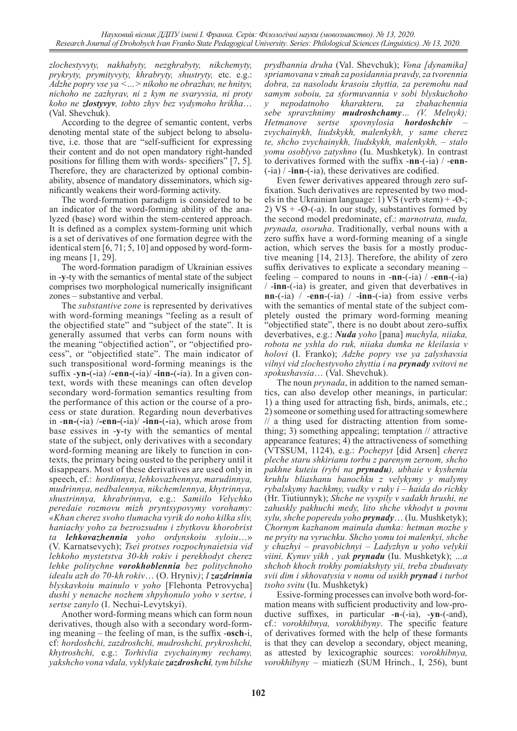*zlochestyvyty, nakhabyty, nezghrabyty, nikchemyty, prykryty, prymityvyty, khrabryty, shustryty,* etc. e.g.: *Adzhe popry vse ya <…> nikoho ne obrazhav, ne hnityv, nichoho ne zazhyrav, ni z kym ne svaryvsia, ni proty koho ne* ***zlostyvyv****, tobto zhyv bez vydymoho hrikha…* (Val. Shevchuk).

According to the degree of semantic content, verbs denoting mental state of the subject belong to absolutive, i.e. those that are "self-sufficient for expressing their content and do not open mandatory right-handed positions for filling them with words- specifiers" [7, 5]. Therefore, they are characterized by optional combinability, absence of mandatory disseminators, which significantly weakens their word-forming activity.

The word-formation paradigm is considered to be an indicator of the word-forming ability of the analyzed (base) word within the stem-centered approach. It is defined as a complex system-forming unit which is a set of derivatives of one formation degree with the identical stem [6, 71; 5, 10] and opposed by word-forming means [1, 29].

The word-formation paradigm of Ukrainian essives in -**y**-ty with the semantics of mental state of the subject comprises two morphological numerically insignificant zones – substantive and verbal.

The *substantive zone* is represented by derivatives with word-forming meanings "feeling as a result of the objectified state" and "subject of the state". It is generally assumed that verbs can form nouns with the meaning "objectified action", or "objectified process", or "objectified state". The main indicator of such transpositional word-forming meanings is the suffix -**yn-(-**ia) /-**enn-(-**ia)/ -**inn-(-**ia). In a given context, words with these meanings can often develop secondary word-formation semantics resulting from the performance of this action or the course of a process or state duration. Regarding noun deverbatives in -**nn-(-**ia) /-**enn-(-**ia)/ -**inn-(-**ia), which arose from base essives in -**y**-ty with the semantics of mental state of the subject, only derivatives with a secondary word-forming meaning are likely to function in contexts, the primary being ousted to the periphery until it disappears. Most of these derivatives are used only in speech, cf.: *hordinnya, lehkovazhennya, marudinnya, mudrinnya, nedbalennya, nikchemlennya, khytrinnya, shustrinnya, khrabrinnya,* e.g.: *Samiilo Velychko peredaie rozmovu mizh pryntsypovymy vorohamy: «Khan cherez svoho tlumacha vyrik do noho kilka sliv, haniachy yoho za bezrozsudnu i zbytkovu khorobrist ta* ***lehkovazhennia*** *yoho ordynskoiu syloiu…»* (V. Karnatsevych); *Tsei protses rozpochynaietsia vid lehkoho mystetstva 30-kh rokiv i perekhodyt cherez lehke politychne* ***vorokhoblennia*** *bez politychnoho idealu azh do 70-kh rokiv…* (O. Hryniv); *I* ***zazdrinnia*** *blyskavkoiu mainulo v yoho* [Flehonta Petrovycha] *dushi y nenache nozhem shpyhonulo yoho v sertse, i sertse zanylo* (I. Nechui-Levytskyi).

Another word-forming means which can form noun derivatives, though also with a secondary word-forming meaning – the feeling of man, is the suffix -**osch**-i, cf: *hordoshchi, zazdroshchi, mudroshchi, prykroshchi, khytroshchi,* e.g.: *Torhivlia zvychainymy rechamy, yakshcho vona vdala, vyklykaie* ***zazdroshchi****, tym bilshe prydbannia druha* (Val. Shevchuk); *Vona [dynamika] spriamovana v zmah za posidannia pravdy, za tvorennia dobra, za nasolodu krasoiu zhyttia, za peremohu nad samym soboiu, za sformuvannia v sobi blyskuchoho y nepodatnoho kharakteru, za zbahachennia svii sebe spravzhnimy* ***mudroshchamy****… (V. Melnyk); Hetmanove sertse spovnylosia* ***hordoshchiv*** *– zvychainykh, liudskykh, malenkykh, y same cherez te, shcho zvychainykh, liudskykh, malenkykh, – stalo yomu osoblyvo zatyshno* (Iu. Mushketyk). In contrast to derivatives formed with the suffix -**nn**-(-ia) / -**enn**-(-ia) / -**inn**-(-ia), these derivatives are codified.

Even fewer derivatives appeared through zero suffixation. Such derivatives are represented by two models in the Ukrainian language: 1) VS (verb stem) + -Ø-; 2) VS + -Ø-(-a). In our study, substantives formed by the second model predominate, cf.: *marnotrata, nuda, prynada, osoruha*. Traditionally, verbal nouns with a zero suffix have a word-forming meaning of a single action, which serves the basis for a mostly productive meaning [14, 213]. Therefore, the ability of zero suffix derivatives to explicate a secondary meaning – feeling – compared to nouns in -**nn**-(-ia) / -**enn**-(-ia) / -**inn**-(-ia) is greater, and given that deverbatives in **nn**-(-ia) / -**enn**-(-ia) / -**inn**-(-ia) from essive verbs with the semantics of mental state of the subject completely ousted the primary word-forming meaning "objectified state", there is no doubt about zero-suffix deverbatives, e.g.: ***Nuda*** *yoho* [pana] *muchyla, niiaka, robota ne yshla do ruk, niiaka dumka ne kleilasia v holovi* (I. Franko); *Adzhe popry vse ya zalyshavsia vilnyi vid zlochestyvoho zhyttia i na* ***prynady*** *svitovi ne spokushavsia…* (Val. Shevchuk).

The noun *prynada*, in addition to the named semantics, can also develop other meanings, in particular: 1) a thing used for attracting fish, birds, animals, etc.; 2) someone or something used for attracting somewhere // a thing used for distracting attention from something; 3) something appealing; temptation // attractive appearance features; 4) the attractiveness of something (VTSSUM, 1124), e.g.: *Pochepyt* [did Arsen] *cherez pleche staru shkirianu torbu z parenym zernom, shcho pakhne kuteiu (rybi na* ***prynadu****), ubhaie v kysheniu kruhlu bliashanu banochku z velykymy y malymy rybalskymy hachkmy, vudky v ruky i – haida do richky* (Hr. Tiutiunnyk); *Shche ne vyspily v sadakh hrushi, ne zahuskly pakhuchi medy, lito shche vkhodyt u povnu sylu, shche poperedu yoho* ***prynady****…* (Iu. Mushketyk); *Chornym kazhanom mainula dumka: hetman mozhe y ne pryity na vyruchku. Shcho yomu toi malenkyi, shche y chuzhyi – pravobichnyi – Ladyzhyn u yoho velykii viini. Kynuv yikh , yak* ***prynadu*** (Iu. Mushketyk); *…a shchob khoch trokhy pomiakshyty yii, treba zbuduvaty svii dim i skhovatysia v nomu od usikh* ***prynad*** *i turbot tsoho svitu* (Iu. Mushketyk)

Essive-forming processes can involve both word-formation means with sufficient productivity and low-productive suffixes, in particular -**n**-(-ia), -**yn**-(-and), cf.: *vorokhibnya, vorokhibyny*. The specific feature of derivatives formed with the help of these formants is that they can develop a secondary, object meaning, as attested by lexicographic sources: *vorokhibnya, vorokhibyny* – miatiezh (SUM Hrinch., I, 256), bunt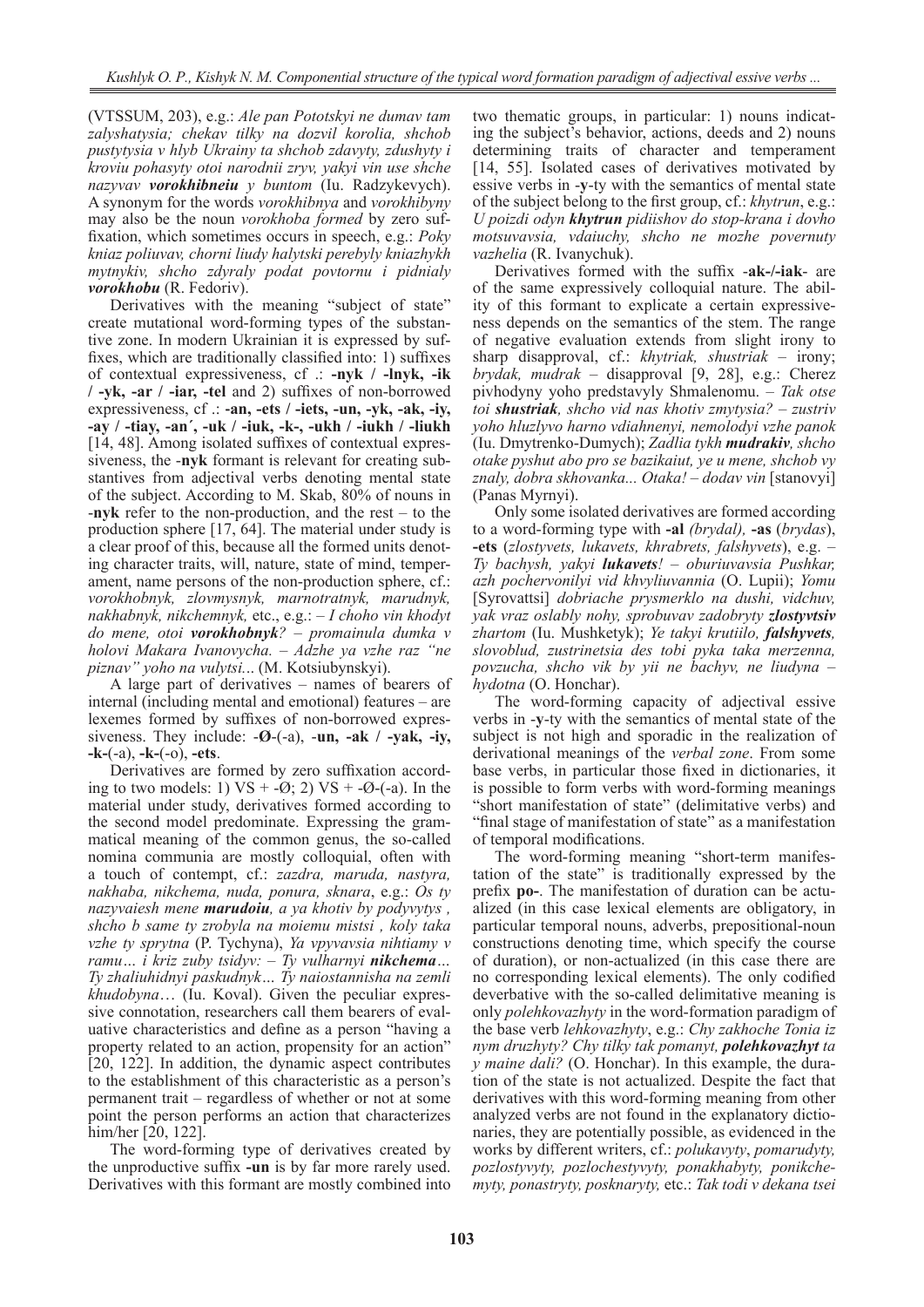(VTSSUM, 203), e.g.: *Ale pan Pototskyi ne dumav tam zalyshatysia; chekav tilky na dozvil korolia, shchob pustytysia v hlyb Ukrainy ta shchob zdavyty, zdushyty i kroviu pohasyty otoi narodnii zryv, yakyi vin use shche nazyvav* ***vorokhibneiu*** *y buntom* (Iu. Radzykevych). A synonym for the words *vorokhibnya* and *vorokhibny* may also be the noun *vorokhoba formed* by zero suffixation, which sometimes occurs in speech, e.g.: *Poky kniaz poliuvav, chorni liudy halytski perebyly kniazhykh mytnykiv, shcho zdyraly podat povtornu i pidnialy* ***vorokhobu*** (R. Fedoriv).

Derivatives with the meaning "subject of state" create mutational word-forming types of the substantive zone. In modern Ukrainian it is expressed by suffixes, which are traditionally classified into: 1) suffixes of contextual expressiveness, cf .: **-nyk / -lnyk, -ik / -yk, -ar / -iar, -tel** and 2) suffixes of non-borrowed expressiveness, cf .: **-an, -ets / -iets, -un, -yk, -ak, -iy, -ay / -tiay, -an´, -uk / -iuk, -k-, -ukh / -iukh / -liukh** [14, 48]. Among isolated suffixes of contextual expressiveness, the -**nyk** formant is relevant for creating substantives from adjectival verbs denoting mental state of the subject. According to M. Skab, 80% of nouns in -**nyk** refer to the non-production, and the rest – to the production sphere [17, 64]. The material under study is a clear proof of this, because all the formed units denoting character traits, will, nature, state of mind, temperament, name persons of the non-production sphere, cf.: *vorokhobnyk, zlovmysnyk, marnotratnyk, marudnyk, nakhabnyk, nikchemnyk,* etc., e.g.: – *I choho vin khodyt do mene, otoi* ***vorokhobnyk****? – promainula dumka v holovi Makara Ivanovycha. – Adzhe ya vzhe raz "ne piznav" yoho na vulytsi...* (M. Kotsiubynskyi).

A large part of derivatives – names of bearers of internal (including mental and emotional) features – are lexemes formed by suffixes of non-borrowed expressiveness. They include: -**Ø**-(-a), -**un, -ak / -yak, -iy, -k-**(-a), **-k-**(-o), **-ets**.

Derivatives are formed by zero suffixation according to two models: 1) VS + -Ø; 2) VS + -Ø-(-a). In the material under study, derivatives formed according to the second model predominate. Expressing the grammatical meaning of the common genus, the so-called nomina communia are mostly colloquial, often with a touch of contempt, cf.: *zazdra, maruda, nastyra, nakhaba, nikchema, nuda, ponura, sknara*, e.g.: *Os ty nazyvaiesh mene* ***marudoiu****, a ya khotiv by podyvytys , shcho b same ty zrobyla na moiemu mistsi , koly taka vzhe ty sprytna* (P. Tychyna), *Ya vpyvavsia nihtiamy v ramu… i kriz zuby tsidyv: – Ty vulharnyi* ***nikchema****… Ty zhaliuhidnyi paskudnyk… Ty naiostannisha na zemli khudobyna*… (Iu. Koval). Given the peculiar expressive connotation, researchers call them bearers of evaluative characteristics and define as a person "having a property related to an action, propensity for an action" [20, 122]. In addition, the dynamic aspect contributes to the establishment of this characteristic as a person's permanent trait – regardless of whether or not at some point the person performs an action that characterizes him/her [20, 122].

The word-forming type of derivatives created by the unproductive suffix **-un** is by far more rarely used. Derivatives with this formant are mostly combined into two thematic groups, in particular: 1) nouns indicating the subject's behavior, actions, deeds and 2) nouns determining traits of character and temperament [14, 55]. Isolated cases of derivatives motivated by essive verbs in -**y**-ty with the semantics of mental state of the subject belong to the first group, cf.: *khytrun*, e.g.: *U poizdi odyn* ***khytrun*** *pidiishov do stop-krana i dovho motsuvavsia, vdaiuchy, shcho ne mozhe povernuty vazhelia* (R. Ivanychuk).

Derivatives formed with the suffix -**ak-/-iak**- are of the same expressively colloquial nature. The ability of this formant to explicate a certain expressiveness depends on the semantics of the stem. The range of negative evaluation extends from slight irony to sharp disapproval, cf.: *khytriak, shustriak* – irony; *brydak, mudrak* – disapproval [9, 28], e.g.: Cherez pivhodyny yoho predstavyly Shmalenomu. – *Tak otse toi* ***shustriak****, shcho vid nas khotiv zmytysia? – zustriv yoho hluzlyvo harno vdiahnenyi, nemolodyi vzhe panok* (Iu. Dmytrenko-Dumych); *Zadlia tykh* ***mudrakiv****, shcho otake pyshut abo pro se bazikaiut, ye u mene, shchob vy znaly, dobra skhovanka... Otaka! – dodav vin* [stanovyi] (Panas Myrnyi).

Only some isolated derivatives are formed according to a word-forming type with **-al** *(brydal),* **-as** (*brydas*), **-ets** (*zlostyvets, lukavets, khrabrets, falshyvets*), e.g. – *Ty bachysh, yakyi* ***lukavets****! – oburiuvavsia Pushkar, azh pochervonilyi vid khvyliuvannia* (O. Lupii); *Yomu* [Syrovattsi] *dobriache prysmerklo na dushi, vidchuv, yak vraz oslably nohy, sprobuvav zadobryty* ***zlostyvtsiv*** *zhartom* (Iu. Mushketyk); *Ye takyi krutiilo,* ***falshyvets****, slovoblud, zustrinetsia des tobi pyka taka merzenna, povzucha, shcho vik by yii ne bachyv, ne liudyna – hydotna* (O. Honchar).

The word-forming capacity of adjectival essive verbs in -**y**-ty with the semantics of mental state of the subject is not high and sporadic in the realization of derivational meanings of the *verbal zone*. From some base verbs, in particular those fixed in dictionaries, it is possible to form verbs with word-forming meanings "short manifestation of state" (delimitative verbs) and "final stage of manifestation of state" as a manifestation of temporal modifications.

The word-forming meaning "short-term manifestation of the state" is traditionally expressed by the prefix **po-**. The manifestation of duration can be actualized (in this case lexical elements are obligatory, in particular temporal nouns, adverbs, prepositional-noun constructions denoting time, which specify the course of duration), or non-actualized (in this case there are no corresponding lexical elements). The only codified deverbative with the so-called delimitative meaning is only *polehkovazhyty* in the word-formation paradigm of the base verb *lehkovazhyty*, e.g.: *Chy zakhoche Tonia iz nym druzhyty? Chy tilky tak pomanyt,* ***polehkovazhyt*** *ta y maine dali?* (O. Honchar). In this example, the duration of the state is not actualized. Despite the fact that derivatives with this word-forming meaning from other analyzed verbs are not found in the explanatory dictionaries, they are potentially possible, as evidenced in the works by different writers, cf.: *polukavyty*, *pomarudyty, pozlostyvyty, pozlochestyvyty, ponakhabyty, ponikchemyty, ponastryty, posknaryty,* etc.: *Tak todi v dekana tsei*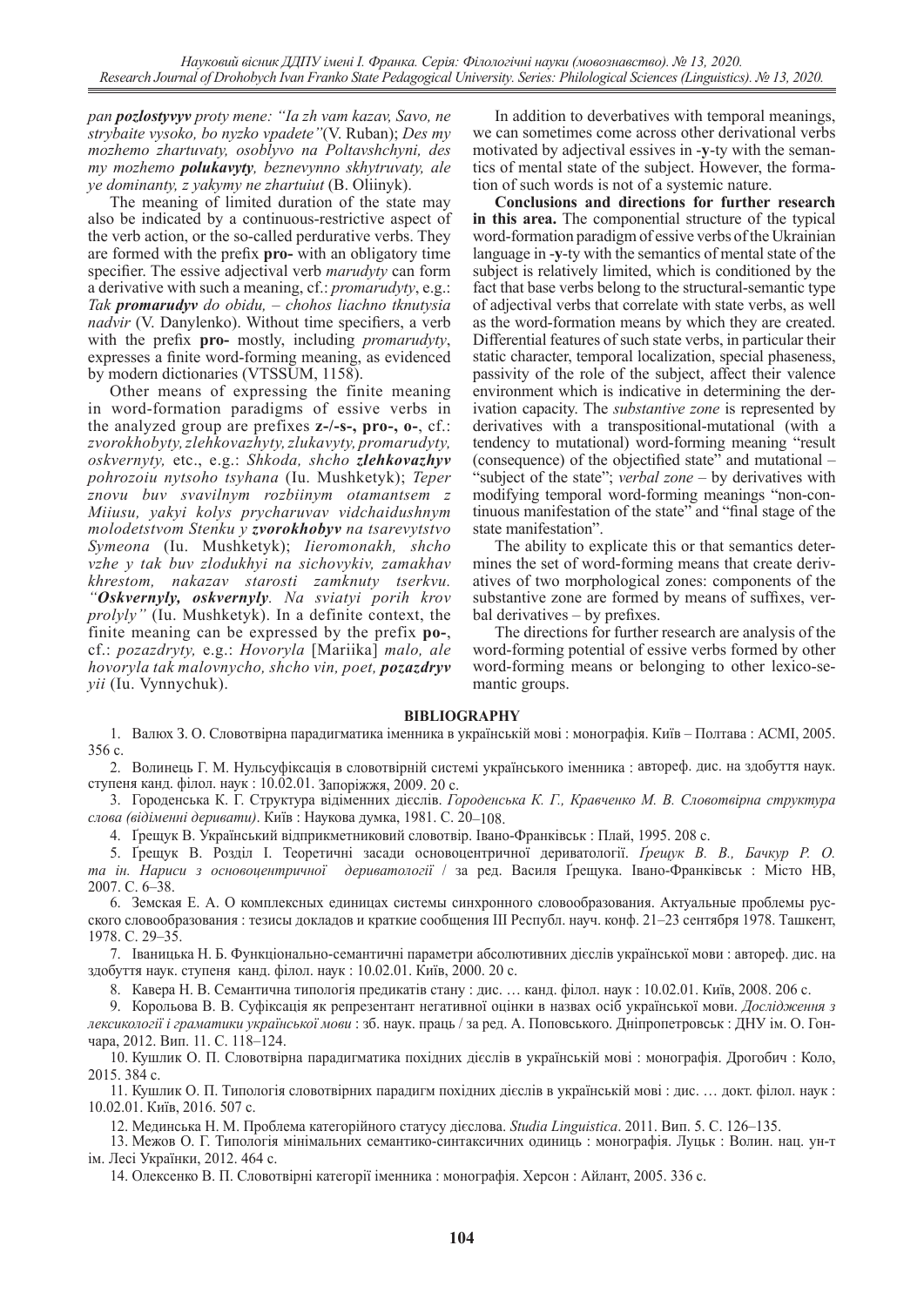*pan* ***pozlostyvyv*** *proty mene: "Ia zh vam kazav, Savo, ne strybaite vysoko, bo nyzko vpadete"* (V. Ruban); *Des my mozhemo zhartuvaty, osoblyvo na Poltavshchyni, des my mozhemo* ***polukavyty****, beznevynno skhytruvaty, ale ye dominanty, z yakymy ne zhartuiut* (B. Oliinyk).

The meaning of limited duration of the state may also be indicated by a continuous-restrictive aspect of the verb action, or the so-called perdurative verbs. They are formed with the prefix **pro-** with an obligatory time specifier. The essive adjectival verb *marudyty* can form a derivative with such a meaning, cf.: *promarudyty*, e.g.: *Tak* ***promarudyv*** *do obidu, – chohos liachno tknutysia nadvir* (V. Danylenko). Without time specifiers, a verb with the prefix **pro-** mostly, including *promarudyty*, expresses a finite word-forming meaning, as evidenced by modern dictionaries (VTSSUM, 1158).

Other means of expressing the finite meaning in word-formation paradigms of essive verbs in the analyzed group are prefixes **z-/-s-, pro-, o-**, cf.: *zvorokhobyty, zlehkovazhyty, zlukavyty, promarudyty, oskvernyty,* etc., e.g.: *Shkoda, shcho* ***zlehkovazhyv*** *pohrozoiu nytsoho tsyhana* (Iu. Mushketyk); *Teper znovu buv svavilnym rozbiinym otamantsem z Miiusu, yakyi kolys prycharuvav vidchaidushnym molodetstvom Stenku y* ***zvorokhobyv*** *na tsarevytstvo Symeona* (Iu. Mushketyk); *Iieromonakh, shcho vzhe y tak buv zlodukhyi na sichovykiv, zamakhav khrestom, nakazav starosti zamknuty tserkvu. "****Oskvernyly, oskvernyly****. Na sviatyi porih krov prolyly"* (Iu. Mushketyk). In a definite context, the finite meaning can be expressed by the prefix **po-**, cf.: *pozazdryty,* e.g.: *Hovoryla* [Mariika] *malo, ale hovoryla tak malovnycho, shcho vin, poet,* ***pozazdryv*** *yii* (Iu. Vynnychuk).

In addition to deverbatives with temporal meanings, we can sometimes come across other derivational verbs motivated by adjectival essives in **-y**-ty with the semantics of mental state of the subject. However, the formation of such words is not of a systemic nature.

**Conclusions and directions for further research in this area.** The componential structure of the typical word-formation paradigm of essive verbs of the Ukrainian language in **-y**-ty with the semantics of mental state of the subject is relatively limited, which is conditioned by the fact that base verbs belong to the structural-semantic type of adjectival verbs that correlate with state verbs, as well as the word-formation means by which they are created. Differential features of such state verbs, in particular their static character, temporal localization, special phaseness, passivity of the role of the subject, affect their valence environment which is indicative in determining the derivation capacity. The *substantive zone* is represented by derivatives with a transpositional-mutational (with a tendency to mutational) word-forming meaning "result (consequence) of the objectified state" and mutational – "subject of the state"; *verbal zone* – by derivatives with modifying temporal word-forming meanings "non-continuous manifestation of the state" and "final stage of the state manifestation".

The ability to explicate this or that semantics determines the set of word-forming means that create derivatives of two morphological zones: components of the substantive zone are formed by means of suffixes, verbal derivatives – by prefixes.

The directions for further research are analysis of the word-forming potential of essive verbs formed by other word-forming means or belonging to other lexico-semantic groups.

## BIBLIOGRAPHY

1. Валюх З. О. Словотвірна парадигматика іменника в українській мові : монографія. Київ – Полтава : АСМІ, 2005. 356 с.
2. Волинець Г. М. Нульсуфіксація в словотвірній системі українського іменника : автореф. дис. на здобуття наук. ступеня канд. філол. наук : 10.02.01. Запоріжжя, 2009. 20 с.
3. Городенська К. Г. Структура відіменних дієслів. *Городенська К. Г., Кравченко М. В. Словотвірна структура слова (відіменні деривати)*. Київ : Наукова думка, 1981. С. 20–108.
4. Грещук В. Український відприкметниковий словотвір. Івано-Франківськ : Плай, 1995. 208 с.
5. Грещук В. Розділ І. Теоретичні засади основоцентричної дериватології. *Грещук В. В., Бачкур Р. О. та ін. Нариси з основоцентричної дериватології* / за ред. Василя Ґрещука. Івано-Франківськ : Місто НВ, 2007. С. 6–38.
6. Земская Е. А. О комплексных единицах системы синхронного словообразования. Актуальные проблемы русского словообразования : тезисы докладов и краткие сообщения III Республ. науч. конф. 21–23 сентября 1978. Ташкент, 1978. С. 29–35.
7. Іваницька Н. Б. Функціонально-семантичні параметри абсолютивних дієслів української мови : автореф. дис. на здобуття наук. ступеня канд. філол. наук : 10.02.01. Київ, 2000. 20 с.
8. Кавера Н. В. Семантична типологія предикатів стану : дис. … канд. філол. наук : 10.02.01. Київ, 2008. 206 с.
9. Корольова В. В. Суфіксація як репрезентант негативної оцінки в назвах осіб української мови. *Дослідження з лексикології і граматики української мови* : зб. наук. праць / за ред. А. Поповського. Дніпропетровськ : ДНУ ім. О. Гончара, 2012. Вип. 11. С. 118–124.
10. Кушлик О. П. Словотвірна парадигматика похідних дієслів в українській мові : монографія. Дрогобич : Коло, 2015. 384 с.
11. Кушлик О. П. Типологія словотвірних парадигм похідних дієслів в українській мові : дис. … докт. філол. наук : 10.02.01. Київ, 2016. 507 с.
12. Мединська Н. М. Проблема категорійного статусу дієслова. *Studia Linguistica*. 2011. Вип. 5. С. 126–135.
13. Межов О. Г. Типологія мінімальних семантико-синтаксичних одиниць : монографія. Луцьк : Волин. нац. ун-т ім. Лесі Українки, 2012. 464 с.
14. Олексенко В. П. Словотвірні категорії іменника : монографія. Херсон : Айлант, 2005. 336 с.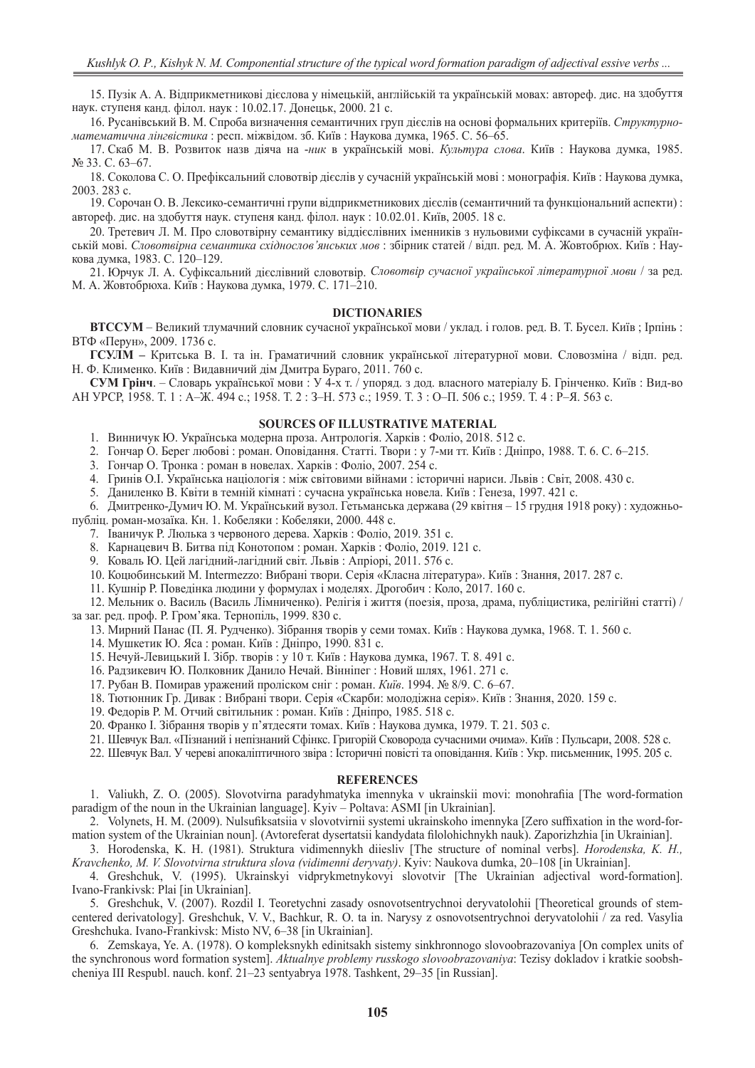15. Пузік А. А. Відприкметникові дієслова у німецькій, англійській та українській мовах: автореф. дис. на здобуття наук. ступеня канд. філол. наук : 10.02.17. Донецьк, 2000. 21 с.

16. Русанівський В. М. Спроба визначення семантичних груп дієслів на основі формальних критеріїв. *Структурно-математична лінгвістика* : респ. міжвідом. зб. Київ : Наукова думка, 1965. С. 56–65.

17. Скаб М. В. Розвиток назв діяча на *-ник* в українській мові. *Культура слова*. Київ : Наукова думка, 1985. № 33. С. 63–67.

18. Соколова С. О. Префіксальний словотвір дієслів у сучасній українській мові : монографія. Київ : Наукова думка, 2003. 283 с.

19. Сорочан О. В. Лексико-семантичні групи відприкметникових дієслів (семантичний та функціональний аспекти) : автореф. дис. на здобуття наук. ступеня канд. філол. наук : 10.02.01. Київ, 2005. 18 с.

20. Третевич Л. М. Про словотвірну семантику віддієслівних іменників з нульовими суфіксами в сучасній українській мові. *Словотвірна семантика східнослов'янських мов* : збірник статей / відп. ред. М. А. Жовтобрюх. Київ : Наукова думка, 1983. С. 120–129.

21. Юрчук Л. А. Суфіксальний дієслівний словотвір. *Словотвір сучасної української літературної мови* / за ред. М. А. Жовтобрюха. Київ : Наукова думка, 1979. С. 171–210.

## DICTIONARIES

**ВТССУМ** – Великий тлумачний словник сучасної української мови / уклад. і голов. ред. В. Т. Бусел. Київ ; Ірпінь : ВТФ «Перун», 2009. 1736 с.

**ГСУЛМ –** Критська В. І. та ін. Граматичний словник української літературної мови. Словозміна / відп. ред. Н. Ф. Клименко. Київ : Видавничий дім Дмитра Бураго, 2011. 760 с.

**СУМ Грінч**. – Словарь української мови : У 4-х т. / упоряд. з дод. власного матеріалу Б. Грінченко. Київ : Вид-во АН УРСР, 1958. Т. 1 : А–Ж. 494 с.; 1958. Т. 2 : З–Н. 573 с.; 1959. Т. 3 : О–П. 506 с.; 1959. Т. 4 : Р–Я. 563 с.

## SOURCES OF ILLUSTRATIVE MATERIAL

1. Винничук Ю. Українська модерна проза. Антрологія. Харків : Фоліо, 2018. 512 с.
2. Гончар О. Берег любові : роман. Оповідання. Статті. Твори : у 7-ми тт. Київ : Дніпро, 1988. Т. 6. С. 6–215.
3. Гончар О. Тронка : роман в новелах. Харків : Фоліо, 2007. 254 с.
4. Гринів О.І. Українська націологія : між світовими війнами : історичні нариси. Львів : Світ, 2008. 430 с.
5. Даниленко В. Квіти в темній кімнаті : сучасна українська новела. Київ : Генеза, 1997. 421 с.
6. Дмитренко-Думич Ю. М. Український вузол. Гетьманська держава (29 квітня – 15 грудня 1918 року) : художньо-публіц. роман-мозаїка. Кн. 1. Кобеляки : Кобеляки, 2000. 448 с.
7. Іваничук Р. Люлька з червоного дерева. Харків : Фоліо, 2019. 351 с.
8. Карнацевич В. Битва під Конотопом : роман. Харків : Фоліо, 2019. 121 с.
9. Коваль Ю. Цей лагідний-лагідний світ. Львів : Апріорі, 2011. 576 с.
10. Коцюбинський М. Intermezzo: Вибрані твори. Серія «Класна література». Київ : Знання, 2017. 287 с.
11. Кушнір Р. Поведінка людини у формулах і моделях. Дрогобич : Коло, 2017. 160 с.
12. Мельник о. Василь (Василь Лімниченко). Релігія і життя (поезія, проза, драма, публіцистика, релігійні статті) / за заг. ред. проф. Р. Гром'яка. Тернопіль, 1999. 830 с.
13. Мирний Панас (П. Я. Рудченко). Зібрання творів у семи томах. Київ : Наукова думка, 1968. Т. 1. 560 с.
14. Мушкетик Ю. Яса : роман. Київ : Дніпро, 1990. 831 с.
15. Нечуй-Левицький І. Зібр. творів : у 10 т. Київ : Наукова думка, 1967. Т. 8. 491 с.
16. Радзикевич Ю. Полковник Данило Нечай. Вінніпег : Новий шлях, 1961. 271 с.
17. Рубан В. Помирав уражений проліском сніг : роман. *Київ*. 1994. № 8/9. С. 6–67.
18. Тютюнник Гр. Дивак : Вибрані твори. Серія «Скарби: молодіжна серія». Київ : Знання, 2020. 159 с.
19. Федорів Р. М. Отчий світильник : роман. Київ : Дніпро, 1985. 518 с.
20. Франко І. Зібрання творів у п'ятдесяти томах. Київ : Наукова думка, 1979. Т. 21. 503 с.
21. Шевчук Вал. «Пізнаний і непізнаний Сфінкс. Григорій Сковорода сучасними очима». Київ : Пульсари, 2008. 528 с.
22. Шевчук Вал. У череві апокаліптичного звіра : Історичні повісті та оповідання. Київ : Укр. письменник, 1995. 205 с.

## REFERENCES

1. Valiukh, Z. O. (2005). Slovotvirna paradyhmatyka imennyka v ukrainskii movi: monohrafiia [The word-formation paradigm of the noun in the Ukrainian language]. Kyiv – Poltava: ASMI [in Ukrainian].
2. Volynets, H. M. (2009). Nulsufiksatsiia v slovotvirnii systemi ukrainskoho imennyka [Zero suffixation in the word-formation system of the Ukrainian noun]. (Avtoreferat dysertatsii kandydata filolohichnykh nauk). Zaporizhzhia [in Ukrainian].
3. Horodenska, K. H. (1981). Struktura vidimennykh diiesliv [The structure of nominal verbs]. *Horodenska, K. H., Kravchenko, M. V. Slovotvirna struktura slova (vidimenni deryvaty)*. Kyiv: Naukova dumka, 20–108 [in Ukrainian].
4. Greshchuk, V. (1995). Ukrainskyi vidprykmetnykovyi slovotvir [The Ukrainian adjectival word-formation]. Ivano-Frankivsk: Plai [in Ukrainian].
5. Greshchuk, V. (2007). Rozdil I. Teoretychni zasady osnovotsentrychnoi deryvatolohii [Theoretical grounds of stem-centered derivatology]. Greshchuk, V. V., Bachkur, R. O. ta in. Narysy z osnovotsentrychnoi deryvatolohii / za red. Vasylia Greshchuka. Ivano-Frankivsk: Misto NV, 6–38 [in Ukrainian].
6. Zemskaya, Ye. A. (1978). O kompleksnykh edinitsakh sistemy sinkhronnogo slovoobrazovaniya [On complex units of the synchronous word formation system]. *Aktualnye problemy russkogo slovoobrazovaniya*: Tezisy dokladov i kratkie soobshcheniya III Respubl. nauch. konf. 21–23 sentyabrya 1978. Tashkent, 29–35 [in Russian].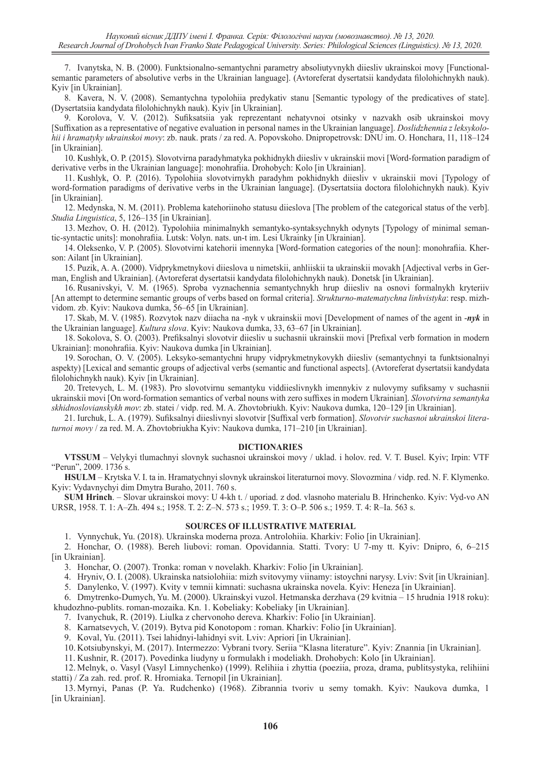7. Ivanytska, N. B. (2000). Funktsionalno-semantychni parametry absoliutyvnykh diiesliv ukrainskoi movy [Functional-semantic parameters of absolutive verbs in the Ukrainian language]. (Avtoreferat dysertatsii kandydata filolohichnykh nauk). Kyiv [in Ukrainian].

8. Kavera, N. V. (2008). Semantychna typolohiia predykativ stanu [Semantic typology of the predicatives of state]. (Dysertatsiia kandydata filolohichnykh nauk). Kyiv [in Ukrainian].

9. Korolova, V. V. (2012). Sufiksatsiia yak reprezentant nehatyvnoi otsinky v nazvakh osib ukrainskoi movy [Suffixation as a representative of negative evaluation in personal names in the Ukrainian language]. *Doslidzhennia z leksykolohii i hramatyky ukrainskoi movy*: zb. nauk. prats / za red. A. Popovskoho. Dnipropetrovsk: DNU im. O. Honchara, 11, 118–124 [in Ukrainian].

10. Kushlyk, O. P. (2015). Slovotvirna paradyhmatyka pokhidnykh diiesliv v ukrainskii movi [Word-formation paradigm of derivative verbs in the Ukrainian language]: monohrafiia. Drohobych: Kolo [in Ukrainian].

11. Kushlyk, O. P. (2016). Typolohiia slovotvirnykh paradyhm pokhidnykh diiesliv v ukrainskii movi [Typology of word-formation paradigms of derivative verbs in the Ukrainian language]. (Dysertatsiia doctora filolohichnykh nauk). Kyiv [in Ukrainian].

12. Medynska, N. M. (2011). Problema katehoriinoho statusu diieslova [The problem of the categorical status of the verb]. *Studia Linguistica*, 5, 126–135 [in Ukrainian].

13. Mezhov, O. H. (2012). Typolohiia minimalnykh semantyko-syntaksychnykh odynyts [Typology of minimal semantic-syntactic units]: monohrafiia. Lutsk: Volyn. nats. un-t im. Lesi Ukrainky [in Ukrainian].

14. Oleksenko, V. P. (2005). Slovotvirni katehorii imennyka [Word-formation categories of the noun]: monohrafiia. Kherson: Ailant [in Ukrainian].

15. Puzik, A. A. (2000). Vidprykmetnykovi diieslova u nimetskii, anhliiskii ta ukrainskii movakh [Adjectival verbs in German, English and Ukrainian]. (Avtoreferat dysertatsii kandydata filolohichnykh nauk). Donetsk [in Ukrainian].

16. Rusanivskyi, V. M. (1965). Sproba vyznachennia semantychnykh hrup diiesliv na osnovi formalnykh kryteriiv [An attempt to determine semantic groups of verbs based on formal criteria]. *Strukturno-matematychna linhvistyka*: resp. mizhvidom. zb. Kyiv: Naukova dumka, 56–65 [in Ukrainian].

17. Skab, M. V. (1985). Rozvytok nazv diiacha na -nyk v ukrainskii movi [Development of names of the agent in *-nyk* in the Ukrainian language]. *Kultura slova*. Kyiv: Naukova dumka, 33, 63–67 [in Ukrainian].

18. Sokolova, S. O. (2003). Prefiksalnyi slovotvir diiesliv u suchasnii ukrainskii movi [Prefixal verb formation in modern Ukrainian]: monohrafiia. Kyiv: Naukova dumka [in Ukrainian].

19. Sorochan, O. V. (2005). Leksyko-semantychni hrupy vidprykmetnykovykh diiesliv (semantychnyi ta funktsionalnyi aspekty) [Lexical and semantic groups of adjectival verbs (semantic and functional aspects]. (Avtoreferat dysertatsii kandydata filolohichnykh nauk). Kyiv [in Ukrainian].

20. Tretevych, L. M. (1983). Pro slovotvirnu semantyku viddiieslivnykh imennykiv z nulovymy sufiksamy v suchasnii ukrainskii movi [On word-formation semantics of verbal nouns with zero suffixes in modern Ukrainian]. *Slovotvirna semantyka skhidnoslovianskykh mov*: zb. statei / vidp. red. M. A. Zhovtobriukh. Kyiv: Naukova dumka, 120–129 [in Ukrainian].

21. Iurchuk, L. A. (1979). Sufiksalnyi diieslivnyi slovotvir [Suffixal verb formation]. *Slovotvir suchasnoi ukrainskoi literaturnoi movy* / za red. M. A. Zhovtobriukha Kyiv: Naukova dumka, 171–210 [in Ukrainian].

## DICTIONARIES

**VTSSUM** – Velykyi tlumachnyi slovnyk suchasnoi ukrainskoi movy / uklad. i holov. red. V. T. Busel. Kyiv; Irpin: VTF "Perun", 2009. 1736 s.

**HSULM** – Krytska V. I. ta in. Hramatychnyi slovnyk ukrainskoi literaturnoi movy. Slovozmina / vidp. red. N. F. Klymenko. Kyiv: Vydavnychyi dim Dmytra Buraho, 2011. 760 s.

**SUM Hrinch**. – Slovar ukrainskoi movy: U 4-kh t. / uporiad. z dod. vlasnoho materialu B. Hrinchenko. Kyiv: Vyd-vo AN URSR, 1958. T. 1: A–Zh. 494 s.; 1958. T. 2: Z–N. 573 s.; 1959. T. 3: O–P. 506 s.; 1959. T. 4: R–Ia. 563 s.

## SOURCES OF ILLUSTRATIVE MATERIAL

1. Vynnychuk, Yu. (2018). Ukrainska moderna proza. Antrolohiia. Kharkiv: Folio [in Ukrainian].

2. Honchar, O. (1988). Bereh liubovi: roman. Opovidannia. Statti. Tvory: U 7-my tt. Kyiv: Dnipro, 6, 6–215 [in Ukrainian].

3. Honchar, O. (2007). Tronka: roman v novelakh. Kharkiv: Folio [in Ukrainian].

4. Hryniv, O. I. (2008). Ukrainska natsiolohiia: mizh svitovymy viinamy: istoychni narysy. Lviv: Svit [in Ukrainian].

5. Danylenko, V. (1997). Kvity v temnii kimnati: suchasna ukrainska novela. Kyiv: Heneza [in Ukrainian].

6. Dmytrenko-Dumych, Yu. M. (2000). Ukrainskyi vuzol. Hetmanska derzhava (29 kvitnia – 15 hrudnia 1918 roku): khudozhno-publits. roman-mozaika. Kn. 1. Kobeliaky: Kobeliaky [in Ukrainian].

7. Ivanychuk, R. (2019). Liulka z chervonoho dereva. Kharkiv: Folio [in Ukrainian].

8. Karnatsevych, V. (2019). Bytva pid Konotopom : roman. Kharkiv: Folio [in Ukrainian].

9. Koval, Yu. (2011). Tsei lahidnyi-lahidnyi svit. Lviv: Apriori [in Ukrainian].

10. Kotsiubynskyi, M. (2017). Intermezzo: Vybrani tvory. Seriia "Klasna literature". Kyiv: Znannia [in Ukrainian].

11. Kushnir, R. (2017). Povedinka liudyny u formulakh i modeliakh. Drohobych: Kolo [in Ukrainian].

12. Melnyk, o. Vasyl (Vasyl Limnychenko) (1999). Relihiia i zhyttia (poeziia, proza, drama, publitsystyka, relihiini statti) / Za zah. red. prof. R. Hromiaka. Ternopil [in Ukrainian].

13. Myrnyi, Panas (P. Ya. Rudchenko) (1968). Zibrannia tvoriv u semy tomakh. Kyiv: Naukova dumka, 1 [in Ukrainian].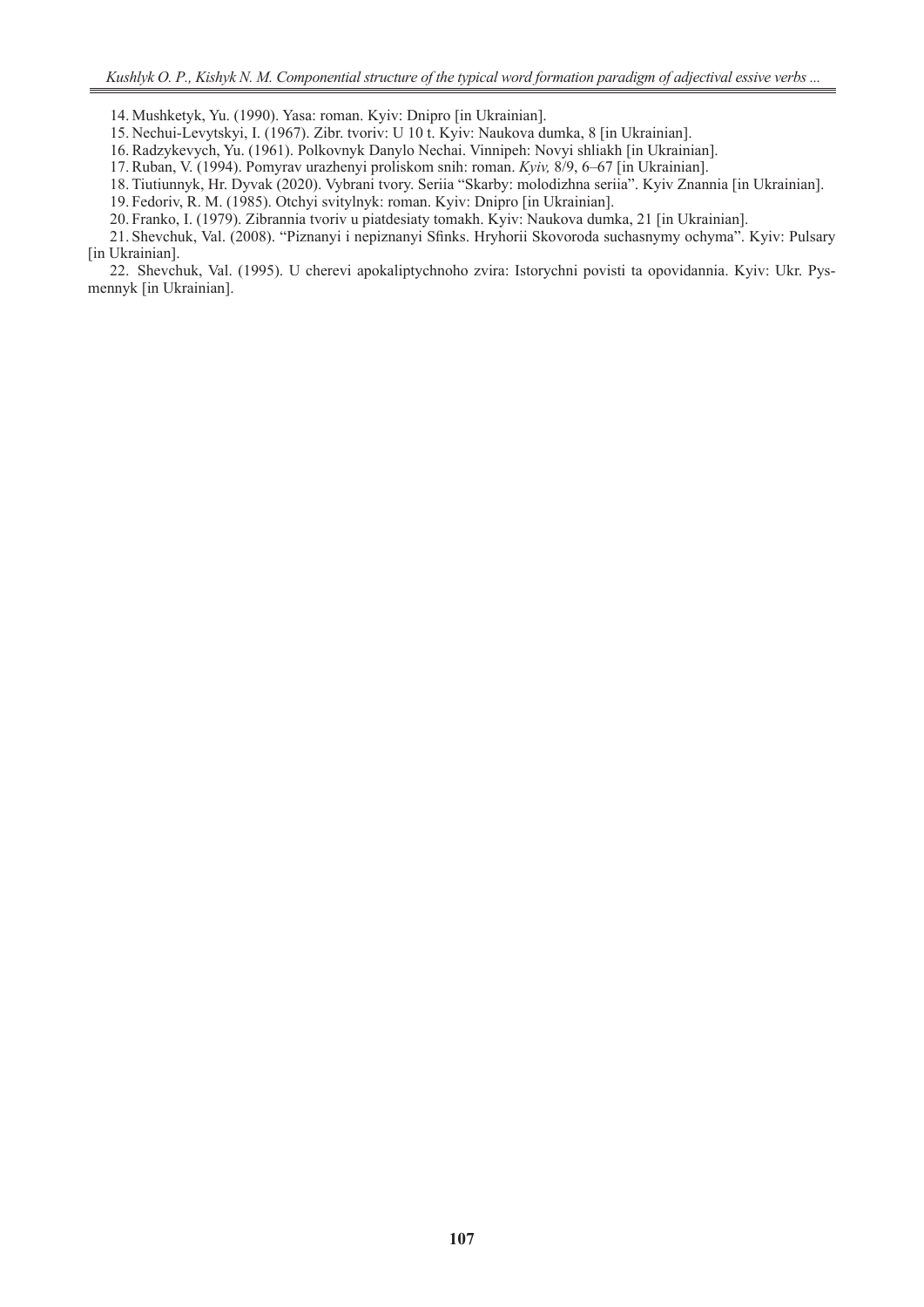14. Mushketyk, Yu. (1990). Yasa: roman. Kyiv: Dnipro [in Ukrainian].
15. Nechui-Levytskyi, I. (1967). Zibr. tvoriv: U 10 t. Kyiv: Naukova dumka, 8 [in Ukrainian].
16. Radzykevych, Yu. (1961). Polkovnyk Danylo Nechai. Vinnipeh: Novyi shliakh [in Ukrainian].
17. Ruban, V. (1994). Pomyrav urazhenyi proliskom snih: roman. *Kyiv,* 8/9, 6–67 [in Ukrainian].
18. Tiutiunnyk, Hr. Dyvak (2020). Vybrani tvory. Seriia "Skarby: molodizhna seriia". Kyiv Znannia [in Ukrainian].
19. Fedoriv, R. M. (1985). Otchyi svitylnyk: roman. Kyiv: Dnipro [in Ukrainian].
20. Franko, I. (1979). Zibrannia tvoriv u piatdesiaty tomakh. Kyiv: Naukova dumka, 21 [in Ukrainian].
21. Shevchuk, Val. (2008). "Piznanyi i nepiznanyi Sfinks. Hryhorii Skovoroda suchasnymy ochyma". Kyiv: Pulsary [in Ukrainian].
22. Shevchuk, Val. (1995). U cherevi apokaliptychnoho zvira: Istorychni povisti ta opovidannia. Kyiv: Ukr. Pysmennyk [in Ukrainian].